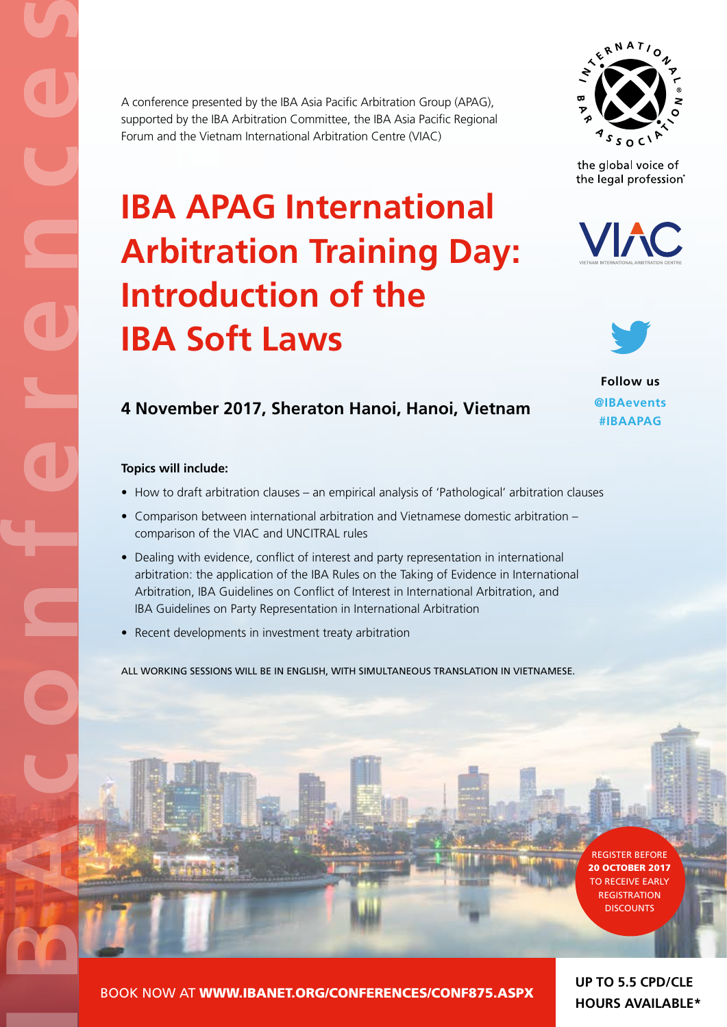A conference presented by the IBA Asia Pacific Arbitration Group (APAG), supported by the IBA Arbitration Committee, the IBA Asia Pacific Regional Forum and the Vietnam International Arbitration Centre (VIAC)

the global voice of the legal profession®

# IBA APAG International Arbitration Training Day: Introduction of the IBA Soft Laws

**Follow us**
**@IBAevents**
**#IBAAPAG**

## 4 November 2017, Sheraton Hanoi, Hanoi, Vietnam

**Topics will include:**

- How to draft arbitration clauses – an empirical analysis of 'Pathological' arbitration clauses
- Comparison between international arbitration and Vietnamese domestic arbitration – comparison of the VIAC and UNCITRAL rules
- Dealing with evidence, conflict of interest and party representation in international arbitration: the application of the IBA Rules on the Taking of Evidence in International Arbitration, IBA Guidelines on Conflict of Interest in International Arbitration, and IBA Guidelines on Party Representation in International Arbitration
- Recent developments in investment treaty arbitration

ALL WORKING SESSIONS WILL BE IN ENGLISH, WITH SIMULTANEOUS TRANSLATION IN VIETNAMESE.

REGISTER BEFORE **20 OCTOBER 2017** TO RECEIVE EARLY REGISTRATION DISCOUNTS

BOOK NOW AT **WWW.IBANET.ORG/CONFERENCES/CONF875.ASPX**

**UP TO 5.5 CPD/CLE HOURS AVAILABLE***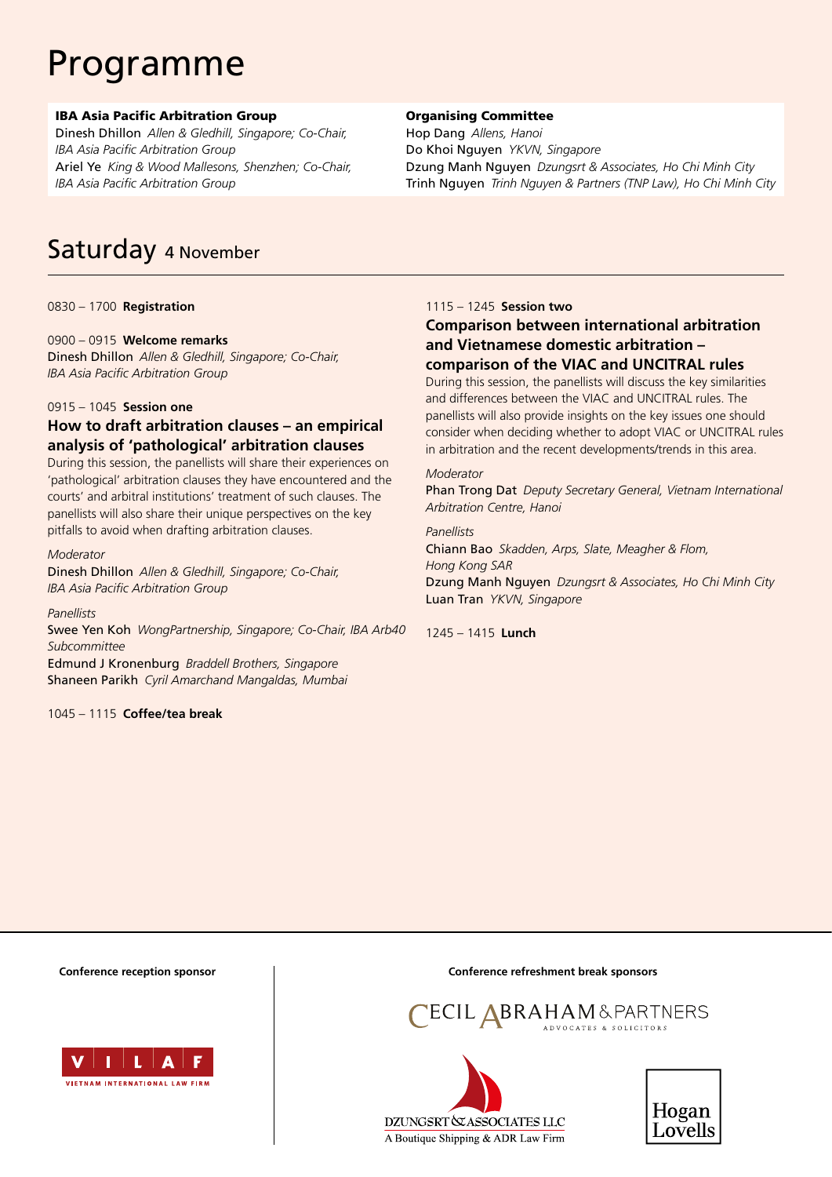# Programme

**IBA Asia Pacific Arbitration Group**
Dinesh Dhillon *Allen & Gledhill, Singapore; Co-Chair, IBA Asia Pacific Arbitration Group*
Ariel Ye *King & Wood Mallesons, Shenzhen; Co-Chair, IBA Asia Pacific Arbitration Group*

**Organising Committee**
Hop Dang *Allens, Hanoi*
Do Khoi Nguyen *YKVN, Singapore*
Dzung Manh Nguyen *Dzungsrt & Associates, Ho Chi Minh City*
Trinh Nguyen *Trinh Nguyen & Partners (TNP Law), Ho Chi Minh City*

## Saturday 4 November

0830 – 1700 **Registration**

0900 – 0915 **Welcome remarks**
Dinesh Dhillon *Allen & Gledhill, Singapore; Co-Chair, IBA Asia Pacific Arbitration Group*

0915 – 1045 **Session one**

### How to draft arbitration clauses – an empirical analysis of 'pathological' arbitration clauses

During this session, the panellists will share their experiences on 'pathological' arbitration clauses they have encountered and the courts' and arbitral institutions' treatment of such clauses. The panellists will also share their unique perspectives on the key pitfalls to avoid when drafting arbitration clauses.

*Moderator*
Dinesh Dhillon *Allen & Gledhill, Singapore; Co-Chair, IBA Asia Pacific Arbitration Group*

*Panellists*
Swee Yen Koh *WongPartnership, Singapore; Co-Chair, IBA Arb40 Subcommittee*
Edmund J Kronenburg *Braddell Brothers, Singapore*
Shaneen Parikh *Cyril Amarchand Mangaldas, Mumbai*

1045 – 1115 **Coffee/tea break**

1115 – 1245 **Session two**

### Comparison between international arbitration and Vietnamese domestic arbitration – comparison of the VIAC and UNCITRAL rules

During this session, the panellists will discuss the key similarities and differences between the VIAC and UNCITRAL rules. The panellists will also provide insights on the key issues one should consider when deciding whether to adopt VIAC or UNCITRAL rules in arbitration and the recent developments/trends in this area.

*Moderator*
Phan Trong Dat *Deputy Secretary General, Vietnam International Arbitration Centre, Hanoi*

*Panellists*
Chiann Bao *Skadden, Arps, Slate, Meagher & Flom, Hong Kong SAR*
Dzung Manh Nguyen *Dzungsrt & Associates, Ho Chi Minh City*
Luan Tran *YKVN, Singapore*

1245 – 1415 **Lunch**

**Conference reception sponsor**

VILAF – Vietnam International Law Firm

**Conference refreshment break sponsors**

Cecil Abraham & Partners – Advocates & Solicitors

Dzungsrt & Associates LLC – A Boutique Shipping & ADR Law Firm

Hogan Lovells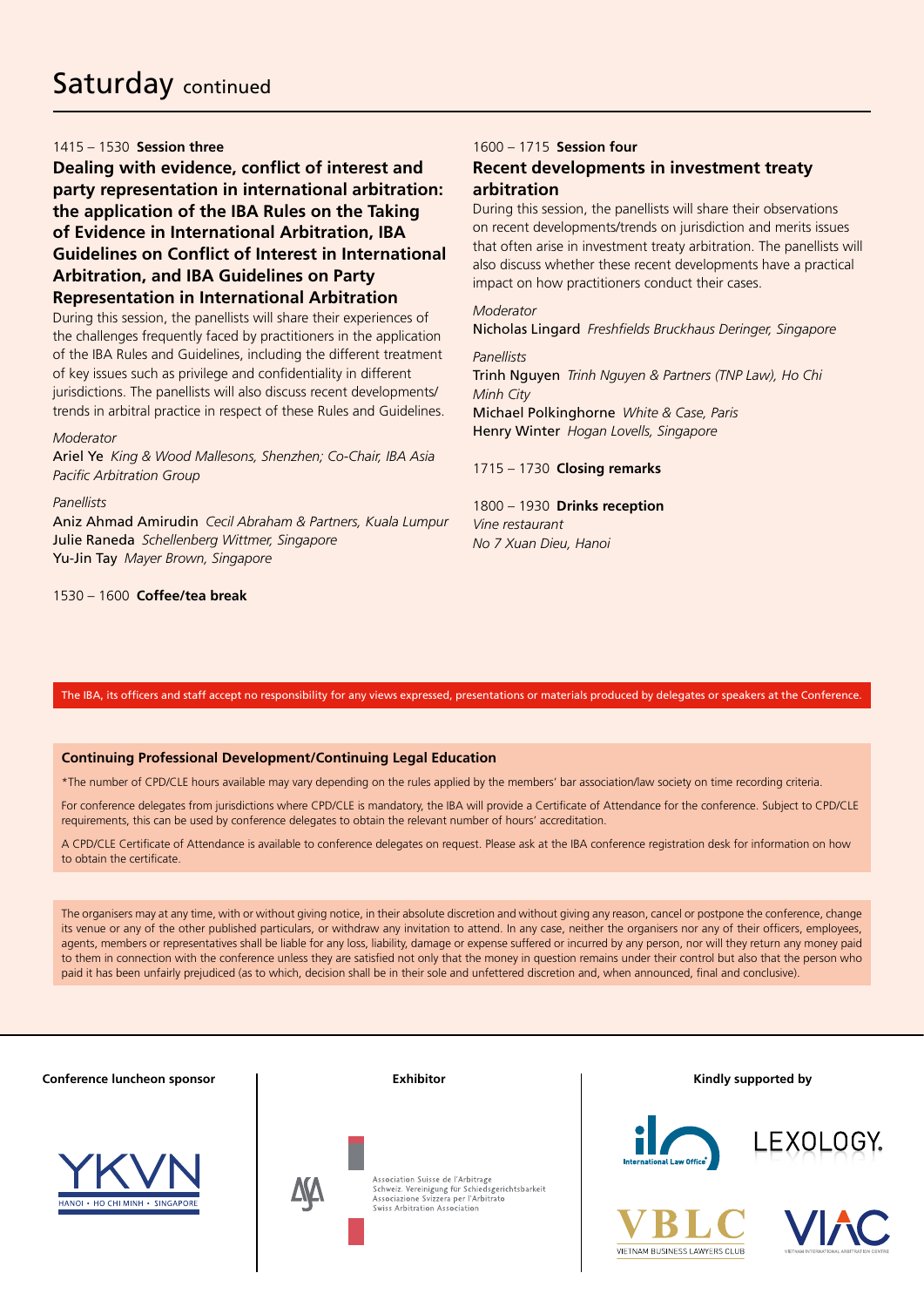# Saturday continued

1415 – 1530 **Session three**

### Dealing with evidence, conflict of interest and party representation in international arbitration: the application of the IBA Rules on the Taking of Evidence in International Arbitration, IBA Guidelines on Conflict of Interest in International Arbitration, and IBA Guidelines on Party Representation in International Arbitration

During this session, the panellists will share their experiences of the challenges frequently faced by practitioners in the application of the IBA Rules and Guidelines, including the different treatment of key issues such as privilege and confidentiality in different jurisdictions. The panellists will also discuss recent developments/trends in arbitral practice in respect of these Rules and Guidelines.

*Moderator*

Ariel Ye *King & Wood Mallesons, Shenzhen; Co-Chair, IBA Asia Pacific Arbitration Group*

*Panellists*

Aniz Ahmad Amirudin *Cecil Abraham & Partners, Kuala Lumpur*
Julie Raneda *Schellenberg Wittmer, Singapore*
Yu-Jin Tay *Mayer Brown, Singapore*

1530 – 1600 **Coffee/tea break**

1600 – 1715 **Session four**

### Recent developments in investment treaty arbitration

During this session, the panellists will share their observations on recent developments/trends on jurisdiction and merits issues that often arise in investment treaty arbitration. The panellists will also discuss whether these recent developments have a practical impact on how practitioners conduct their cases.

*Moderator*

Nicholas Lingard *Freshfields Bruckhaus Deringer, Singapore*

*Panellists*

Trinh Nguyen *Trinh Nguyen & Partners (TNP Law), Ho Chi Minh City*
Michael Polkinghorne *White & Case, Paris*
Henry Winter *Hogan Lovells, Singapore*

1715 – 1730 **Closing remarks**

1800 – 1930 **Drinks reception**
*Vine restaurant*
*No 7 Xuan Dieu, Hanoi*

The IBA, its officers and staff accept no responsibility for any views expressed, presentations or materials produced by delegates or speakers at the Conference.

**Continuing Professional Development/Continuing Legal Education**

*The number of CPD/CLE hours available may vary depending on the rules applied by the members' bar association/law society on time recording criteria.

For conference delegates from jurisdictions where CPD/CLE is mandatory, the IBA will provide a Certificate of Attendance for the conference. Subject to CPD/CLE requirements, this can be used by conference delegates to obtain the relevant number of hours' accreditation.

A CPD/CLE Certificate of Attendance is available to conference delegates on request. Please ask at the IBA conference registration desk for information on how to obtain the certificate.

The organisers may at any time, with or without giving notice, in their absolute discretion and without giving any reason, cancel or postpone the conference, change its venue or any of the other published particulars, or withdraw any invitation to attend. In any case, neither the organisers nor any of their officers, employees, agents, members or representatives shall be liable for any loss, liability, damage or expense suffered or incurred by any person, nor will they return any money paid to them in connection with the conference unless they are satisfied not only that the money in question remains under their control but also that the person who paid it has been unfairly prejudiced (as to which, decision shall be in their sole and unfettered discretion and, when announced, final and conclusive).

**Conference luncheon sponsor**

YKVN
HANOI • HO CHI MINH • SINGAPORE

**Exhibitor**

ASA
Association Suisse de l'Arbitrage
Schweiz. Vereinigung für Schiedsgerichtsbarkeit
Associazione Svizzera per l'Arbitrato
Swiss Arbitration Association

**Kindly supported by**

International Law Office
LEXOLOGY.
VBLC VIETNAM BUSINESS LAWYERS CLUB
VIAC VIETNAM INTERNATIONAL ARBITRATION CENTRE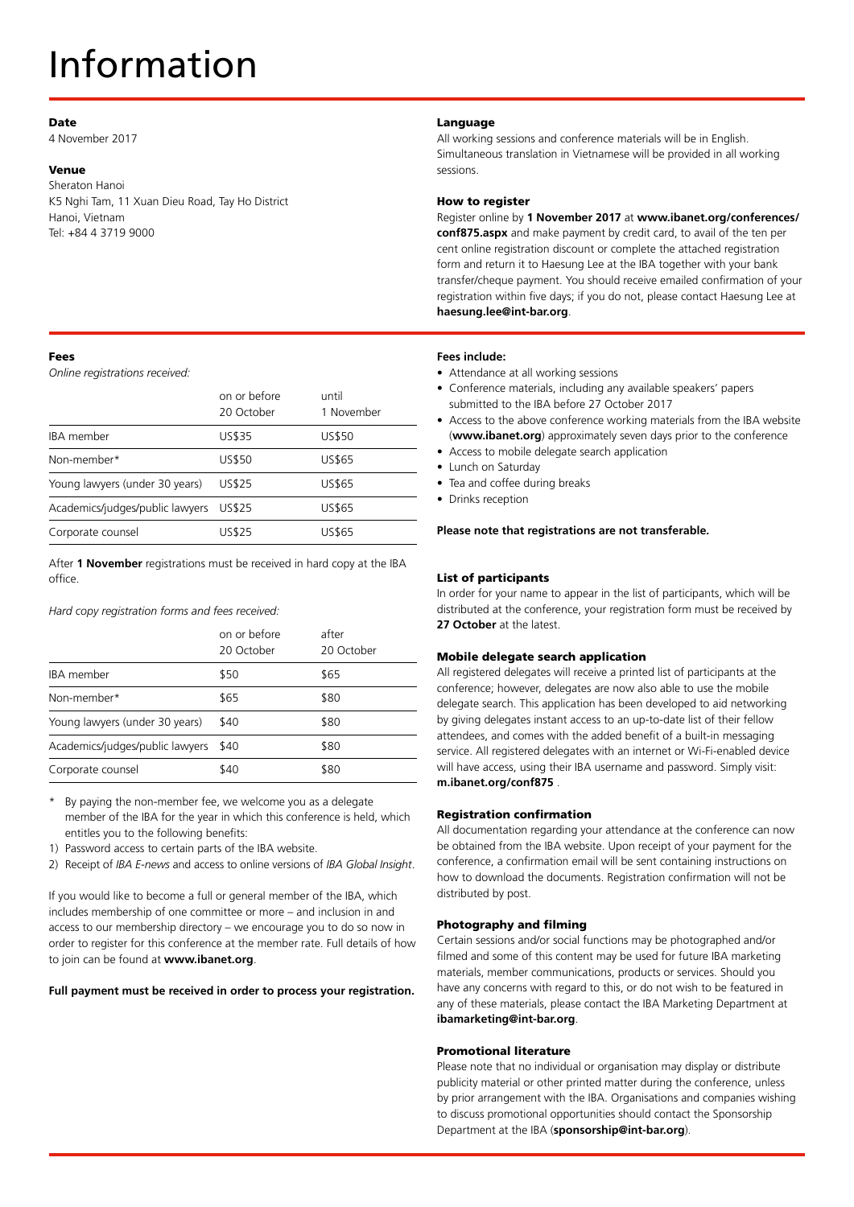# Information

## Date

4 November 2017

## Venue

Sheraton Hanoi
K5 Nghi Tam, 11 Xuan Dieu Road, Tay Ho District
Hanoi, Vietnam
Tel: +84 4 3719 9000

## Language

All working sessions and conference materials will be in English. Simultaneous translation in Vietnamese will be provided in all working sessions.

## How to register

Register online by **1 November 2017** at **www.ibanet.org/conferences/conf875.aspx** and make payment by credit card, to avail of the ten per cent online registration discount or complete the attached registration form and return it to Haesung Lee at the IBA together with your bank transfer/cheque payment. You should receive emailed confirmation of your registration within five days; if you do not, please contact Haesung Lee at **haesung.lee@int-bar.org**.

## Fees

*Online registrations received:*

| | on or before 20 October | until 1 November |
|---|---|---|
| IBA member | US$35 | US$50 |
| Non-member* | US$50 | US$65 |
| Young lawyers (under 30 years) | US$25 | US$65 |
| Academics/judges/public lawyers | US$25 | US$65 |
| Corporate counsel | US$25 | US$65 |

After **1 November** registrations must be received in hard copy at the IBA office.

*Hard copy registration forms and fees received:*

| | on or before 20 October | after 20 October |
|---|---|---|
| IBA member | $50 | $65 |
| Non-member* | $65 | $80 |
| Young lawyers (under 30 years) | $40 | $80 |
| Academics/judges/public lawyers | $40 | $80 |
| Corporate counsel | $40 | $80 |

\* By paying the non-member fee, we welcome you as a delegate member of the IBA for the year in which this conference is held, which entitles you to the following benefits:

1) Password access to certain parts of the IBA website.
2) Receipt of *IBA E-news* and access to online versions of *IBA Global Insight*.

If you would like to become a full or general member of the IBA, which includes membership of one committee or more – and inclusion in and access to our membership directory – we encourage you to do so now in order to register for this conference at the member rate. Full details of how to join can be found at **www.ibanet.org**.

**Full payment must be received in order to process your registration.**

**Fees include:**

- Attendance at all working sessions
- Conference materials, including any available speakers' papers submitted to the IBA before 27 October 2017
- Access to the above conference working materials from the IBA website (**www.ibanet.org**) approximately seven days prior to the conference
- Access to mobile delegate search application
- Lunch on Saturday
- Tea and coffee during breaks
- Drinks reception

**Please note that registrations are not transferable.**

## List of participants

In order for your name to appear in the list of participants, which will be distributed at the conference, your registration form must be received by **27 October** at the latest.

## Mobile delegate search application

All registered delegates will receive a printed list of participants at the conference; however, delegates are now also able to use the mobile delegate search. This application has been developed to aid networking by giving delegates instant access to an up-to-date list of their fellow attendees, and comes with the added benefit of a built-in messaging service. All registered delegates with an internet or Wi-Fi-enabled device will have access, using their IBA username and password. Simply visit: **m.ibanet.org/conf875** .

## Registration confirmation

All documentation regarding your attendance at the conference can now be obtained from the IBA website. Upon receipt of your payment for the conference, a confirmation email will be sent containing instructions on how to download the documents. Registration confirmation will not be distributed by post.

## Photography and filming

Certain sessions and/or social functions may be photographed and/or filmed and some of this content may be used for future IBA marketing materials, member communications, products or services. Should you have any concerns with regard to this, or do not wish to be featured in any of these materials, please contact the IBA Marketing Department at **ibamarketing@int-bar.org**.

## Promotional literature

Please note that no individual or organisation may display or distribute publicity material or other printed matter during the conference, unless by prior arrangement with the IBA. Organisations and companies wishing to discuss promotional opportunities should contact the Sponsorship Department at the IBA (**sponsorship@int-bar.org**).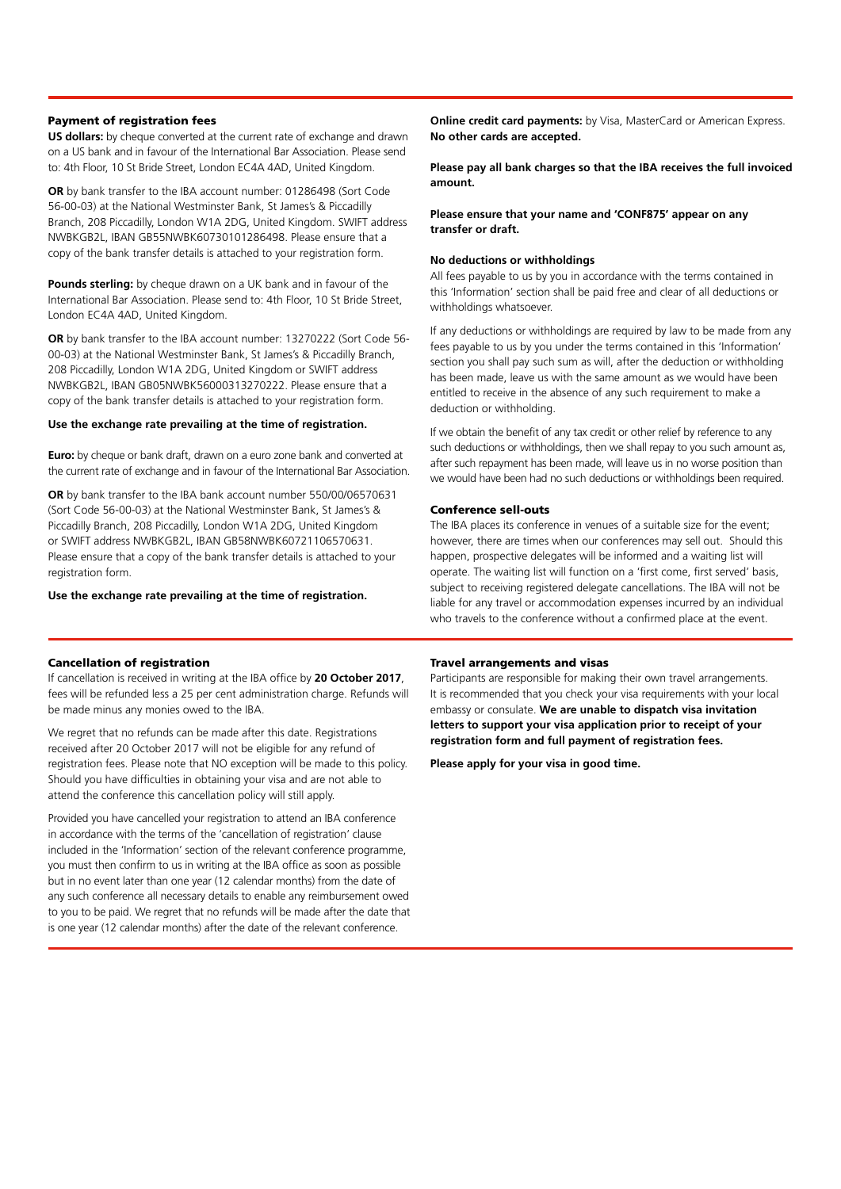## Payment of registration fees

**US dollars:** by cheque converted at the current rate of exchange and drawn on a US bank and in favour of the International Bar Association. Please send to: 4th Floor, 10 St Bride Street, London EC4A 4AD, United Kingdom.

**OR** by bank transfer to the IBA account number: 01286498 (Sort Code 56-00-03) at the National Westminster Bank, St James's & Piccadilly Branch, 208 Piccadilly, London W1A 2DG, United Kingdom. SWIFT address NWBKGB2L, IBAN GB55NWBK60730101286498. Please ensure that a copy of the bank transfer details is attached to your registration form.

**Pounds sterling:** by cheque drawn on a UK bank and in favour of the International Bar Association. Please send to: 4th Floor, 10 St Bride Street, London EC4A 4AD, United Kingdom.

**OR** by bank transfer to the IBA account number: 13270222 (Sort Code 56-00-03) at the National Westminster Bank, St James's & Piccadilly Branch, 208 Piccadilly, London W1A 2DG, United Kingdom or SWIFT address NWBKGB2L, IBAN GB05NWBK56000313270222. Please ensure that a copy of the bank transfer details is attached to your registration form.

**Use the exchange rate prevailing at the time of registration.**

**Euro:** by cheque or bank draft, drawn on a euro zone bank and converted at the current rate of exchange and in favour of the International Bar Association.

**OR** by bank transfer to the IBA bank account number 550/00/06570631 (Sort Code 56-00-03) at the National Westminster Bank, St James's & Piccadilly Branch, 208 Piccadilly, London W1A 2DG, United Kingdom or SWIFT address NWBKGB2L, IBAN GB58NWBK60721106570631. Please ensure that a copy of the bank transfer details is attached to your registration form.

**Use the exchange rate prevailing at the time of registration.**

**Online credit card payments:** by Visa, MasterCard or American Express. **No other cards are accepted.**

**Please pay all bank charges so that the IBA receives the full invoiced amount.**

**Please ensure that your name and 'CONF875' appear on any transfer or draft.**

### No deductions or withholdings

All fees payable to us by you in accordance with the terms contained in this 'Information' section shall be paid free and clear of all deductions or withholdings whatsoever.

If any deductions or withholdings are required by law to be made from any fees payable to us by you under the terms contained in this 'Information' section you shall pay such sum as will, after the deduction or withholding has been made, leave us with the same amount as we would have been entitled to receive in the absence of any such requirement to make a deduction or withholding.

If we obtain the benefit of any tax credit or other relief by reference to any such deductions or withholdings, then we shall repay to you such amount as, after such repayment has been made, will leave us in no worse position than we would have been had no such deductions or withholdings been required.

## Conference sell-outs

The IBA places its conference in venues of a suitable size for the event; however, there are times when our conferences may sell out. Should this happen, prospective delegates will be informed and a waiting list will operate. The waiting list will function on a 'first come, first served' basis, subject to receiving registered delegate cancellations. The IBA will not be liable for any travel or accommodation expenses incurred by an individual who travels to the conference without a confirmed place at the event.

## Cancellation of registration

If cancellation is received in writing at the IBA office by **20 October 2017**, fees will be refunded less a 25 per cent administration charge. Refunds will be made minus any monies owed to the IBA.

We regret that no refunds can be made after this date. Registrations received after 20 October 2017 will not be eligible for any refund of registration fees. Please note that NO exception will be made to this policy. Should you have difficulties in obtaining your visa and are not able to attend the conference this cancellation policy will still apply.

Provided you have cancelled your registration to attend an IBA conference in accordance with the terms of the 'cancellation of registration' clause included in the 'Information' section of the relevant conference programme, you must then confirm to us in writing at the IBA office as soon as possible but in no event later than one year (12 calendar months) from the date of any such conference all necessary details to enable any reimbursement owed to you to be paid. We regret that no refunds will be made after the date that is one year (12 calendar months) after the date of the relevant conference.

## Travel arrangements and visas

Participants are responsible for making their own travel arrangements. It is recommended that you check your visa requirements with your local embassy or consulate. **We are unable to dispatch visa invitation letters to support your visa application prior to receipt of your registration form and full payment of registration fees.**

**Please apply for your visa in good time.**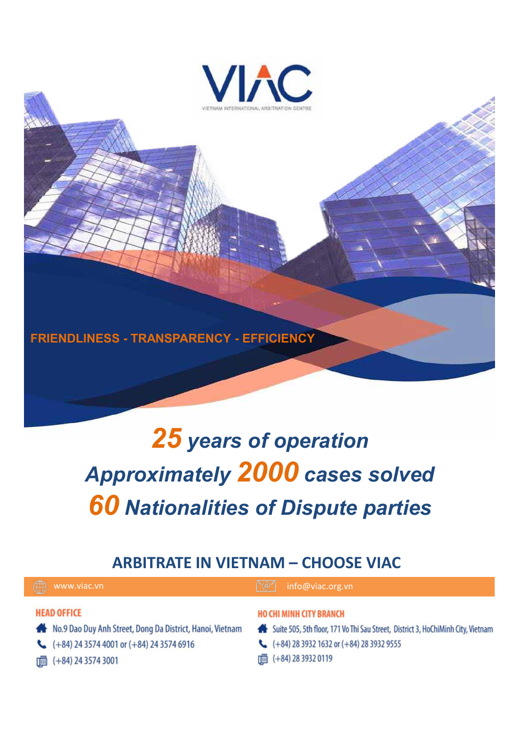# VIAC

VIETNAM INTERNATIONAL ARBITRATION CENTRE

FRIENDLINESS - TRANSPARENCY - EFFICIENCY

***25** years of operation*

***Approximately 2000 cases solved***

***60 Nationalities of Dispute parties***

## ARBITRATE IN VIETNAM – CHOOSE VIAC

www.viac.vn

info@viac.org.vn

**HEAD OFFICE**

- No.9 Dao Duy Anh Street, Dong Da District, Hanoi, Vietnam
- (+84) 24 3574 4001 or (+84) 24 3574 6916
- (+84) 24 3574 3001

**HO CHI MINH CITY BRANCH**

- Suite 505, 5th floor, 171 Vo Thi Sau Street, District 3, HoChiMinh City, Vietnam
- (+84) 28 3932 1632 or (+84) 28 3932 9555
- (+84) 28 3932 0119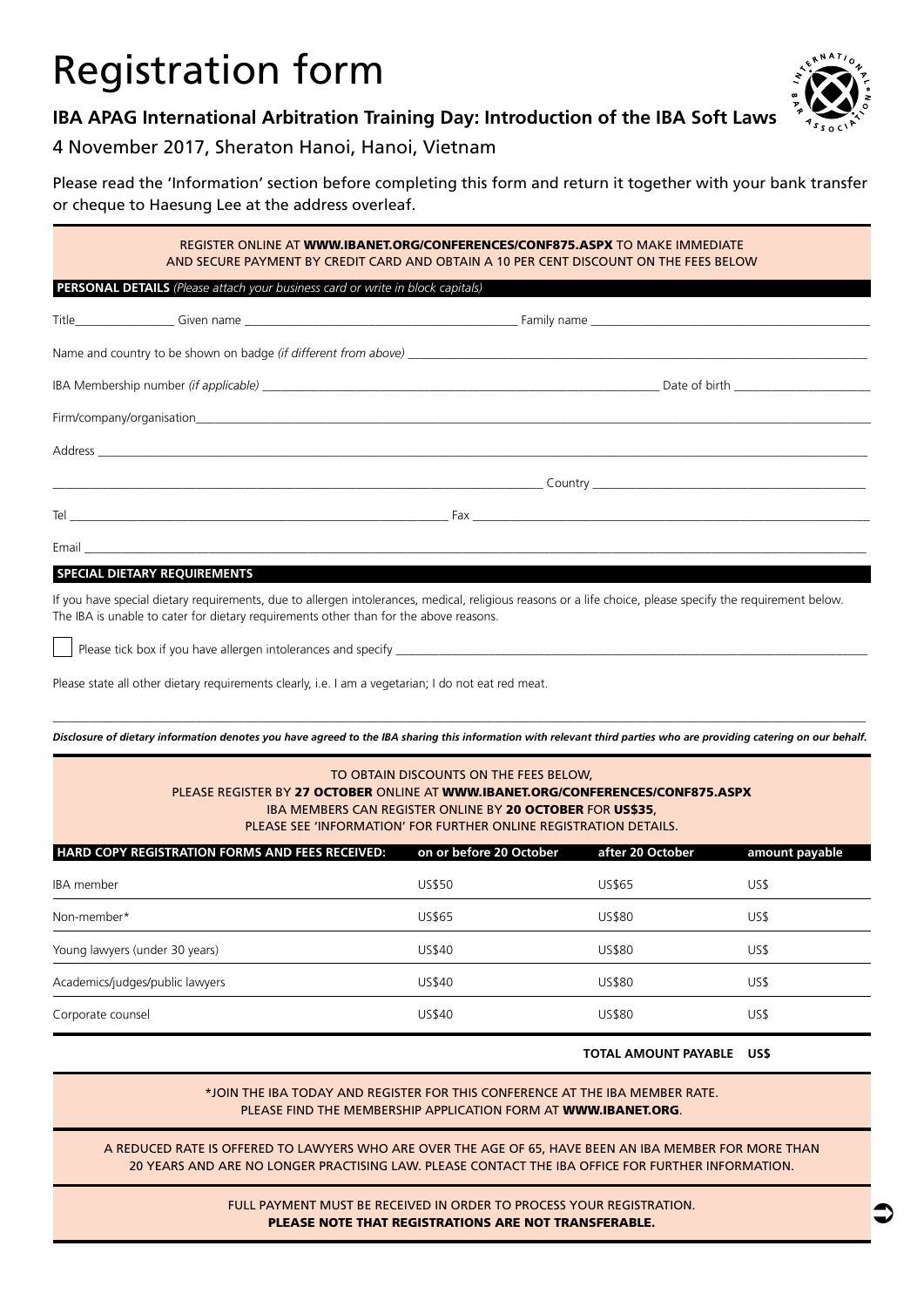# Registration form

## IBA APAG International Arbitration Training Day: Introduction of the IBA Soft Laws

4 November 2017, Sheraton Hanoi, Hanoi, Vietnam

Please read the 'Information' section before completing this form and return it together with your bank transfer or cheque to Haesung Lee at the address overleaf.

REGISTER ONLINE AT **WWW.IBANET.ORG/CONFERENCES/CONF875.ASPX** TO MAKE IMMEDIATE AND SECURE PAYMENT BY CREDIT CARD AND OBTAIN A 10 PER CENT DISCOUNT ON THE FEES BELOW

**PERSONAL DETAILS** *(Please attach your business card or write in block capitals)*

Title________________ Given name ____________________________________________ Family name ____________________________________________

Name and country to be shown on badge *(if different from above)* ____________________________________________________________________________

IBA Membership number *(if applicable)* ________________________________________________________________ Date of birth ______________________

Firm/company/organisation________________________________________________________________________________________________________

Address ______________________________________________________________________________________________________________________

________________________________________________________________________________ Country ____________________________________________

Tel ______________________________________________________________ Fax ___________________________________________________________________

Email ________________________________________________________________________________________________________________________

**SPECIAL DIETARY REQUIREMENTS**

If you have special dietary requirements, due to allergen intolerances, medical, religious reasons or a life choice, please specify the requirement below. The IBA is unable to cater for dietary requirements other than for the above reasons.

☐ Please tick box if you have allergen intolerances and specify ________________________________________________________________________

Please state all other dietary requirements clearly, i.e. I am a vegetarian; I do not eat red meat.

______________________________________________________________________________________________________________________________

***Disclosure of dietary information denotes you have agreed to the IBA sharing this information with relevant third parties who are providing catering on our behalf.***

TO OBTAIN DISCOUNTS ON THE FEES BELOW,
PLEASE REGISTER BY **27 OCTOBER** ONLINE AT **WWW.IBANET.ORG/CONFERENCES/CONF875.ASPX**
IBA MEMBERS CAN REGISTER ONLINE BY **20 OCTOBER** FOR **US$35**,
PLEASE SEE 'INFORMATION' FOR FURTHER ONLINE REGISTRATION DETAILS.

| HARD COPY REGISTRATION FORMS AND FEES RECEIVED: | on or before 20 October | after 20 October | amount payable |
|---|---|---|---|
| IBA member | US$50 | US$65 | US$ |
| Non-member* | US$65 | US$80 | US$ |
| Young lawyers (under 30 years) | US$40 | US$80 | US$ |
| Academics/judges/public lawyers | US$40 | US$80 | US$ |
| Corporate counsel | US$40 | US$80 | US$ |
| | | **TOTAL AMOUNT PAYABLE** | **US$** |

\*JOIN THE IBA TODAY AND REGISTER FOR THIS CONFERENCE AT THE IBA MEMBER RATE.
PLEASE FIND THE MEMBERSHIP APPLICATION FORM AT **WWW.IBANET.ORG**.

A REDUCED RATE IS OFFERED TO LAWYERS WHO ARE OVER THE AGE OF 65, HAVE BEEN AN IBA MEMBER FOR MORE THAN 20 YEARS AND ARE NO LONGER PRACTISING LAW. PLEASE CONTACT THE IBA OFFICE FOR FURTHER INFORMATION.

FULL PAYMENT MUST BE RECEIVED IN ORDER TO PROCESS YOUR REGISTRATION.
**PLEASE NOTE THAT REGISTRATIONS ARE NOT TRANSFERABLE.**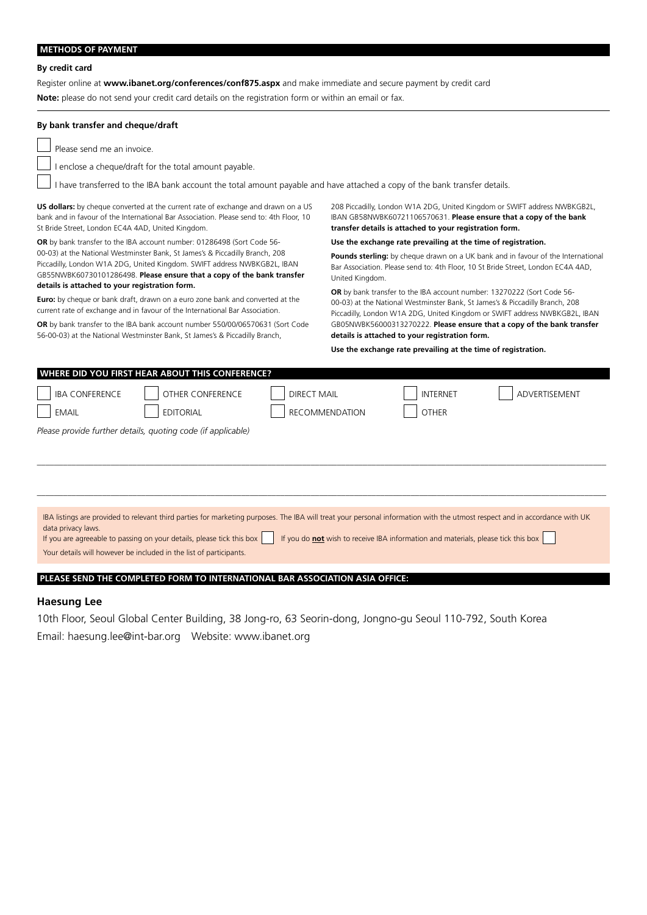## METHODS OF PAYMENT

**By credit card**

Register online at **www.ibanet.org/conferences/conf875.aspx** and make immediate and secure payment by credit card

**Note:** please do not send your credit card details on the registration form or within an email or fax.

**By bank transfer and cheque/draft**

☐ Please send me an invoice.

☐ I enclose a cheque/draft for the total amount payable.

☐ I have transferred to the IBA bank account the total amount payable and have attached a copy of the bank transfer details.

**US dollars:** by cheque converted at the current rate of exchange and drawn on a US bank and in favour of the International Bar Association. Please send to: 4th Floor, 10 St Bride Street, London EC4A 4AD, United Kingdom.

**OR** by bank transfer to the IBA account number: 01286498 (Sort Code 56-00-03) at the National Westminster Bank, St James's & Piccadilly Branch, 208 Piccadilly, London W1A 2DG, United Kingdom. SWIFT address NWBKGB2L, IBAN GB55NWBK60730101286498. **Please ensure that a copy of the bank transfer details is attached to your registration form.**

**Euro:** by cheque or bank draft, drawn on a euro zone bank and converted at the current rate of exchange and in favour of the International Bar Association.

**OR** by bank transfer to the IBA bank account number 550/00/06570631 (Sort Code 56-00-03) at the National Westminster Bank, St James's & Piccadilly Branch, 208 Piccadilly, London W1A 2DG, United Kingdom or SWIFT address NWBKGB2L, IBAN GB58NWBK60721106570631. **Please ensure that a copy of the bank transfer details is attached to your registration form.**

**Use the exchange rate prevailing at the time of registration.**

**Pounds sterling:** by cheque drawn on a UK bank and in favour of the International Bar Association. Please send to: 4th Floor, 10 St Bride Street, London EC4A 4AD, United Kingdom.

**OR** by bank transfer to the IBA account number: 13270222 (Sort Code 56-00-03) at the National Westminster Bank, St James's & Piccadilly Branch, 208 Piccadilly, London W1A 2DG, United Kingdom or SWIFT address NWBKGB2L, IBAN GB05NWBK56000313270222. **Please ensure that a copy of the bank transfer details is attached to your registration form.**

**Use the exchange rate prevailing at the time of registration.**

## WHERE DID YOU FIRST HEAR ABOUT THIS CONFERENCE?

☐ IBA CONFERENCE ☐ OTHER CONFERENCE ☐ DIRECT MAIL ☐ INTERNET ☐ ADVERTISEMENT

☐ EMAIL ☐ EDITORIAL ☐ RECOMMENDATION ☐ OTHER

*Please provide further details, quoting code (if applicable)*

_______________________________________________

_______________________________________________

IBA listings are provided to relevant third parties for marketing purposes. The IBA will treat your personal information with the utmost respect and in accordance with UK data privacy laws.

If you are agreeable to passing on your details, please tick this box ☐ If you do **not** wish to receive IBA information and materials, please tick this box ☐

Your details will however be included in the list of participants.

## PLEASE SEND THE COMPLETED FORM TO INTERNATIONAL BAR ASSOCIATION ASIA OFFICE:

**Haesung Lee**

10th Floor, Seoul Global Center Building, 38 Jong-ro, 63 Seorin-dong, Jongno-gu Seoul 110-792, South Korea

Email: haesung.lee@int-bar.org Website: www.ibanet.org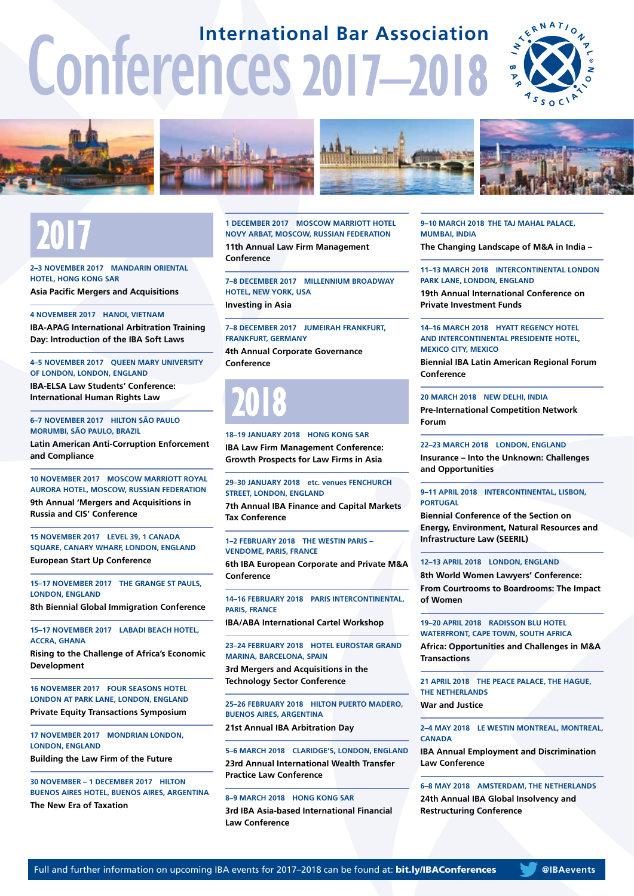# International Bar Association Conferences 2017–2018

## 2017

**2–3 NOVEMBER 2017 MANDARIN ORIENTAL HOTEL, HONG KONG SAR**
Asia Pacific Mergers and Acquisitions

**4 NOVEMBER 2017 HANOI, VIETNAM**
IBA-APAG International Arbitration Training Day: Introduction of the IBA Soft Laws

**4–5 NOVEMBER 2017 QUEEN MARY UNIVERSITY OF LONDON, LONDON, ENGLAND**
IBA-ELSA Law Students' Conference: International Human Rights Law

**6–7 NOVEMBER 2017 HILTON SÃO PAULO MORUMBI, SÃO PAULO, BRAZIL**
Latin American Anti-Corruption Enforcement and Compliance

**10 NOVEMBER 2017 MOSCOW MARRIOTT ROYAL AURORA HOTEL, MOSCOW, RUSSIAN FEDERATION**
9th Annual 'Mergers and Acquisitions in Russia and CIS' Conference

**15 NOVEMBER 2017 LEVEL 39, 1 CANADA SQUARE, CANARY WHARF, LONDON, ENGLAND**
European Start Up Conference

**15–17 NOVEMBER 2017 THE GRANGE ST PAULS, LONDON, ENGLAND**
8th Biennial Global Immigration Conference

**15–17 NOVEMBER 2017 LABADI BEACH HOTEL, ACCRA, GHANA**
Rising to the Challenge of Africa's Economic Development

**16 NOVEMBER 2017 FOUR SEASONS HOTEL LONDON AT PARK LANE, LONDON, ENGLAND**
Private Equity Transactions Symposium

**17 NOVEMBER 2017 MONDRIAN LONDON, LONDON, ENGLAND**
Building the Law Firm of the Future

**30 NOVEMBER – 1 DECEMBER 2017 HILTON BUENOS AIRES HOTEL, BUENOS AIRES, ARGENTINA**
The New Era of Taxation

**1 DECEMBER 2017 MOSCOW MARRIOTT HOTEL NOVY ARBAT, MOSCOW, RUSSIAN FEDERATION**
11th Annual Law Firm Management Conference

**7–8 DECEMBER 2017 MILLENNIUM BROADWAY HOTEL, NEW YORK, USA**
Investing in Asia

**7–8 DECEMBER 2017 JUMEIRAH FRANKFURT, FRANKFURT, GERMANY**
4th Annual Corporate Governance Conference

## 2018

**18–19 JANUARY 2018 HONG KONG SAR**
IBA Law Firm Management Conference: Growth Prospects for Law Firms in Asia

**29–30 JANUARY 2018 etc. venues FENCHURCH STREET, LONDON, ENGLAND**
7th Annual IBA Finance and Capital Markets Tax Conference

**1–2 FEBRUARY 2018 THE WESTIN PARIS – VENDOME, PARIS, FRANCE**
6th IBA European Corporate and Private M&A Conference

**14–16 FEBRUARY 2018 PARIS INTERCONTINENTAL, PARIS, FRANCE**
IBA/ABA International Cartel Workshop

**23–24 FEBRUARY 2018 HOTEL EUROSTAR GRAND MARINA, BARCELONA, SPAIN**
3rd Mergers and Acquisitions in the Technology Sector Conference

**25–26 FEBRUARY 2018 HILTON PUERTO MADERO, BUENOS AIRES, ARGENTINA**
21st Annual IBA Arbitration Day

**5–6 MARCH 2018 CLARIDGE'S, LONDON, ENGLAND**
23rd Annual International Wealth Transfer Practice Law Conference

**8–9 MARCH 2018 HONG KONG SAR**
3rd IBA Asia-based International Financial Law Conference

**9–10 MARCH 2018 THE TAJ MAHAL PALACE, MUMBAI, INDIA**
The Changing Landscape of M&A in India –

**11–13 MARCH 2018 INTERCONTINENTAL LONDON PARK LANE, LONDON, ENGLAND**
19th Annual International Conference on Private Investment Funds

**14–16 MARCH 2018 HYATT REGENCY HOTEL AND INTERCONTINENTAL PRESIDENTE HOTEL, MEXICO CITY, MEXICO**
Biennial IBA Latin American Regional Forum Conference

**20 MARCH 2018 NEW DELHI, INDIA**
Pre-International Competition Network Forum

**22–23 MARCH 2018 LONDON, ENGLAND**
Insurance – Into the Unknown: Challenges and Opportunities

**9–11 APRIL 2018 INTERCONTINENTAL, LISBON, PORTUGAL**
Biennial Conference of the Section on Energy, Environment, Natural Resources and Infrastructure Law (SEERIL)

**12–13 APRIL 2018 LONDON, ENGLAND**
8th World Women Lawyers' Conference: From Courtrooms to Boardrooms: The Impact of Women

**19–20 APRIL 2018 RADISSON BLU HOTEL WATERFRONT, CAPE TOWN, SOUTH AFRICA**
Africa: Opportunities and Challenges in M&A Transactions

**21 APRIL 2018 THE PEACE PALACE, THE HAGUE, THE NETHERLANDS**
War and Justice

**2–4 MAY 2018 LE WESTIN MONTREAL, MONTREAL, CANADA**
IBA Annual Employment and Discrimination Law Conference

**6–8 MAY 2018 AMSTERDAM, THE NETHERLANDS**
24th Annual IBA Global Insolvency and Restructuring Conference

Full and further information on upcoming IBA events for 2017–2018 can be found at: **bit.ly/IBAConferences** **@IBAevents**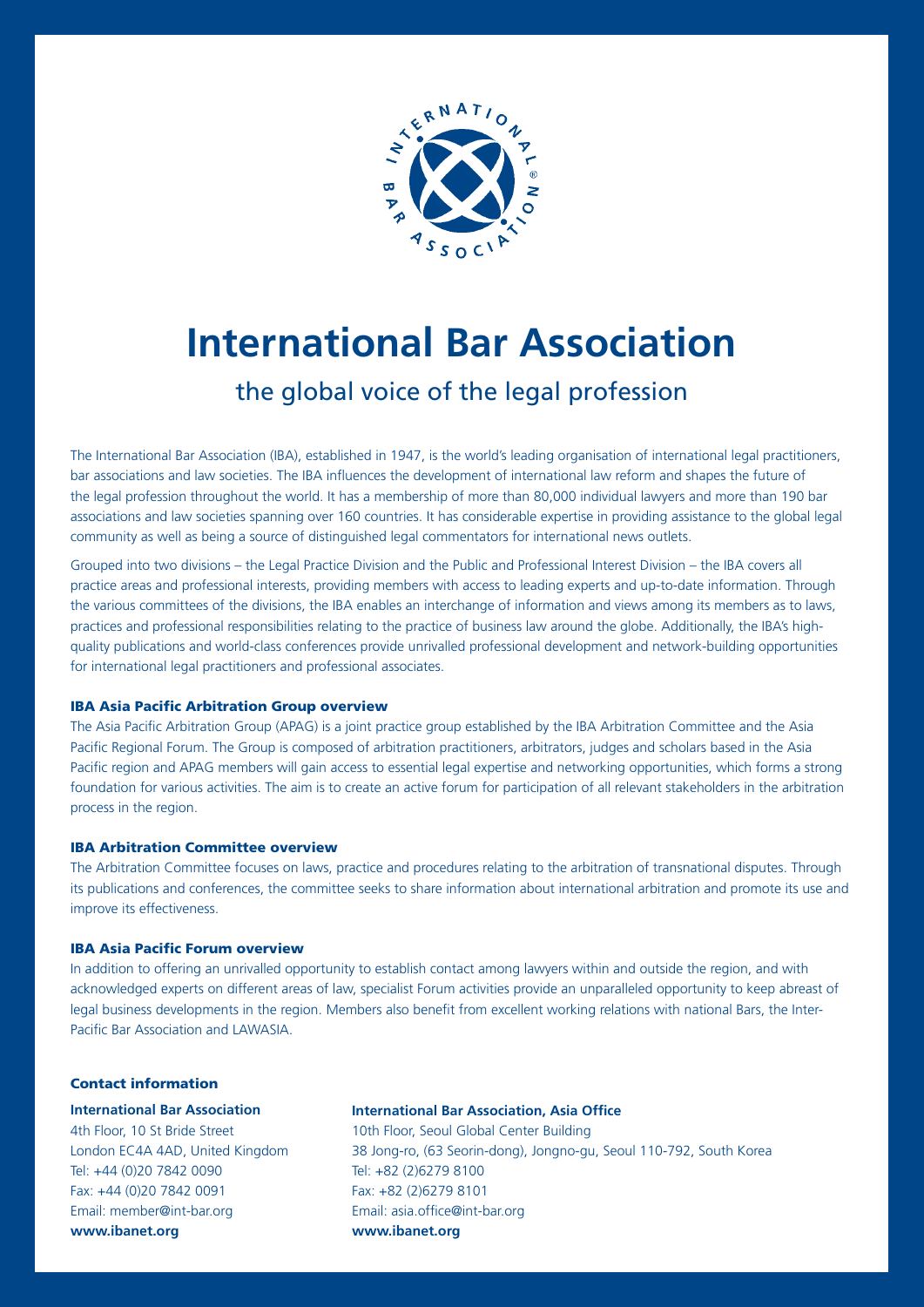# International Bar Association

## the global voice of the legal profession

The International Bar Association (IBA), established in 1947, is the world's leading organisation of international legal practitioners, bar associations and law societies. The IBA influences the development of international law reform and shapes the future of the legal profession throughout the world. It has a membership of more than 80,000 individual lawyers and more than 190 bar associations and law societies spanning over 160 countries. It has considerable expertise in providing assistance to the global legal community as well as being a source of distinguished legal commentators for international news outlets.

Grouped into two divisions – the Legal Practice Division and the Public and Professional Interest Division – the IBA covers all practice areas and professional interests, providing members with access to leading experts and up-to-date information. Through the various committees of the divisions, the IBA enables an interchange of information and views among its members as to laws, practices and professional responsibilities relating to the practice of business law around the globe. Additionally, the IBA's high-quality publications and world-class conferences provide unrivalled professional development and network-building opportunities for international legal practitioners and professional associates.

### IBA Asia Pacific Arbitration Group overview

The Asia Pacific Arbitration Group (APAG) is a joint practice group established by the IBA Arbitration Committee and the Asia Pacific Regional Forum. The Group is composed of arbitration practitioners, arbitrators, judges and scholars based in the Asia Pacific region and APAG members will gain access to essential legal expertise and networking opportunities, which forms a strong foundation for various activities. The aim is to create an active forum for participation of all relevant stakeholders in the arbitration process in the region.

### IBA Arbitration Committee overview

The Arbitration Committee focuses on laws, practice and procedures relating to the arbitration of transnational disputes. Through its publications and conferences, the committee seeks to share information about international arbitration and promote its use and improve its effectiveness.

### IBA Asia Pacific Forum overview

In addition to offering an unrivalled opportunity to establish contact among lawyers within and outside the region, and with acknowledged experts on different areas of law, specialist Forum activities provide an unparalleled opportunity to keep abreast of legal business developments in the region. Members also benefit from excellent working relations with national Bars, the Inter-Pacific Bar Association and LAWASIA.

### Contact information

**International Bar Association**
4th Floor, 10 St Bride Street
London EC4A 4AD, United Kingdom
Tel: +44 (0)20 7842 0090
Fax: +44 (0)20 7842 0091
Email: member@int-bar.org
**www.ibanet.org**

**International Bar Association, Asia Office**
10th Floor, Seoul Global Center Building
38 Jong-ro, (63 Seorin-dong), Jongno-gu, Seoul 110-792, South Korea
Tel: +82 (2)6279 8100
Fax: +82 (2)6279 8101
Email: asia.office@int-bar.org
**www.ibanet.org**